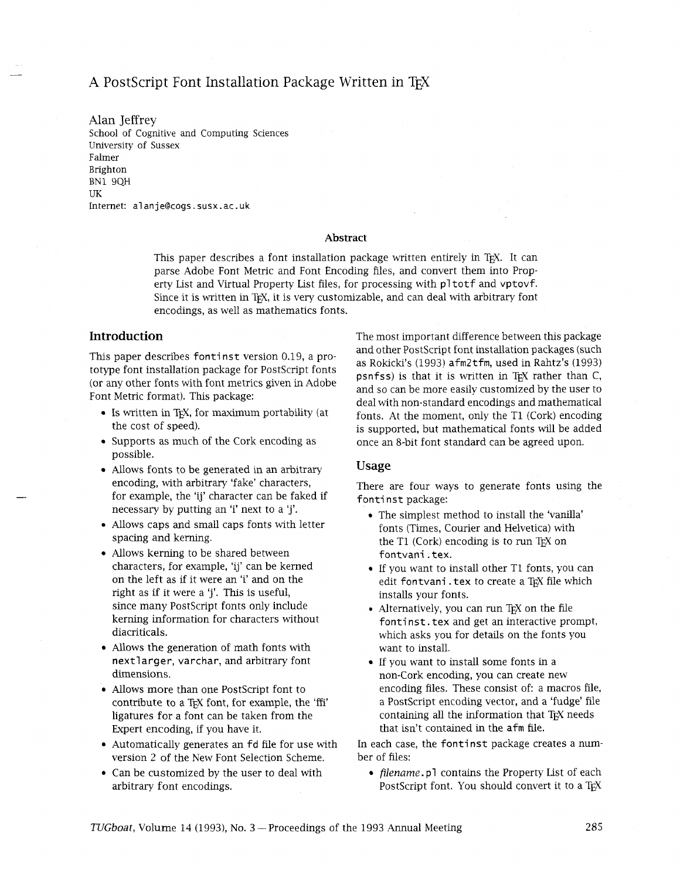# A PostScript Font Installation Package Written in TeX

Alan Jeffrey
School of Cognitive and Computing Sciences
University of Sussex
Falmer
Brighton
BN1 9QH
UK
Internet: `alanje@cogs.susx.ac.uk`

### Abstract

This paper describes a font installation package written entirely in TeX. It can parse Adobe Font Metric and Font Encoding files, and convert them into Property List and Virtual Property List files, for processing with `pltotf` and `vptovf`. Since it is written in TeX, it is very customizable, and can deal with arbitrary font encodings, as well as mathematics fonts.

## Introduction

This paper describes `fontinst` version 0.19, a prototype font installation package for PostScript fonts (or any other fonts with font metrics given in Adobe Font Metric format). This package:

- Is written in TeX, for maximum portability (at the cost of speed).
- Supports as much of the Cork encoding as possible.
- Allows fonts to be generated in an arbitrary encoding, with arbitrary 'fake' characters, for example, the 'ij' character can be faked if necessary by putting an 'i' next to a 'j'.
- Allows caps and small caps fonts with letter spacing and kerning.
- Allows kerning to be shared between characters, for example, 'ij' can be kerned on the left as if it were an 'i' and on the right as if it were a 'j'. This is useful, since many PostScript fonts only include kerning information for characters without diacriticals.
- Allows the generation of math fonts with `nextlarger`, `varchar`, and arbitrary font dimensions.
- Allows more than one PostScript font to contribute to a TeX font, for example, the 'ffi' ligatures for a font can be taken from the Expert encoding, if you have it.
- Automatically generates an `fd` file for use with version 2 of the New Font Selection Scheme.
- Can be customized by the user to deal with arbitrary font encodings.

The most important difference between this package and other PostScript font installation packages (such as Rokicki's (1993) `afm2tfm`, used in Rahtz's (1993) `psnfss`) is that it is written in TeX rather than C, and so can be more easily customized by the user to deal with non-standard encodings and mathematical fonts. At the moment, only the T1 (Cork) encoding is supported, but mathematical fonts will be added once an 8-bit font standard can be agreed upon.

## Usage

There are four ways to generate fonts using the `fontinst` package:

- The simplest method to install the 'vanilla' fonts (Times, Courier and Helvetica) with the T1 (Cork) encoding is to run TeX on `fontvani.tex`.
- If you want to install other T1 fonts, you can edit `fontvani.tex` to create a TeX file which installs your fonts.
- Alternatively, you can run TeX on the file `fontinst.tex` and get an interactive prompt, which asks you for details on the fonts you want to install.
- If you want to install some fonts in a non-Cork encoding, you can create new encoding files. These consist of: a macros file, a PostScript encoding vector, and a 'fudge' file containing all the information that TeX needs that isn't contained in the `afm` file.

In each case, the `fontinst` package creates a number of files:

- *filename*`.pl` contains the Property List of each PostScript font. You should convert it to a TeX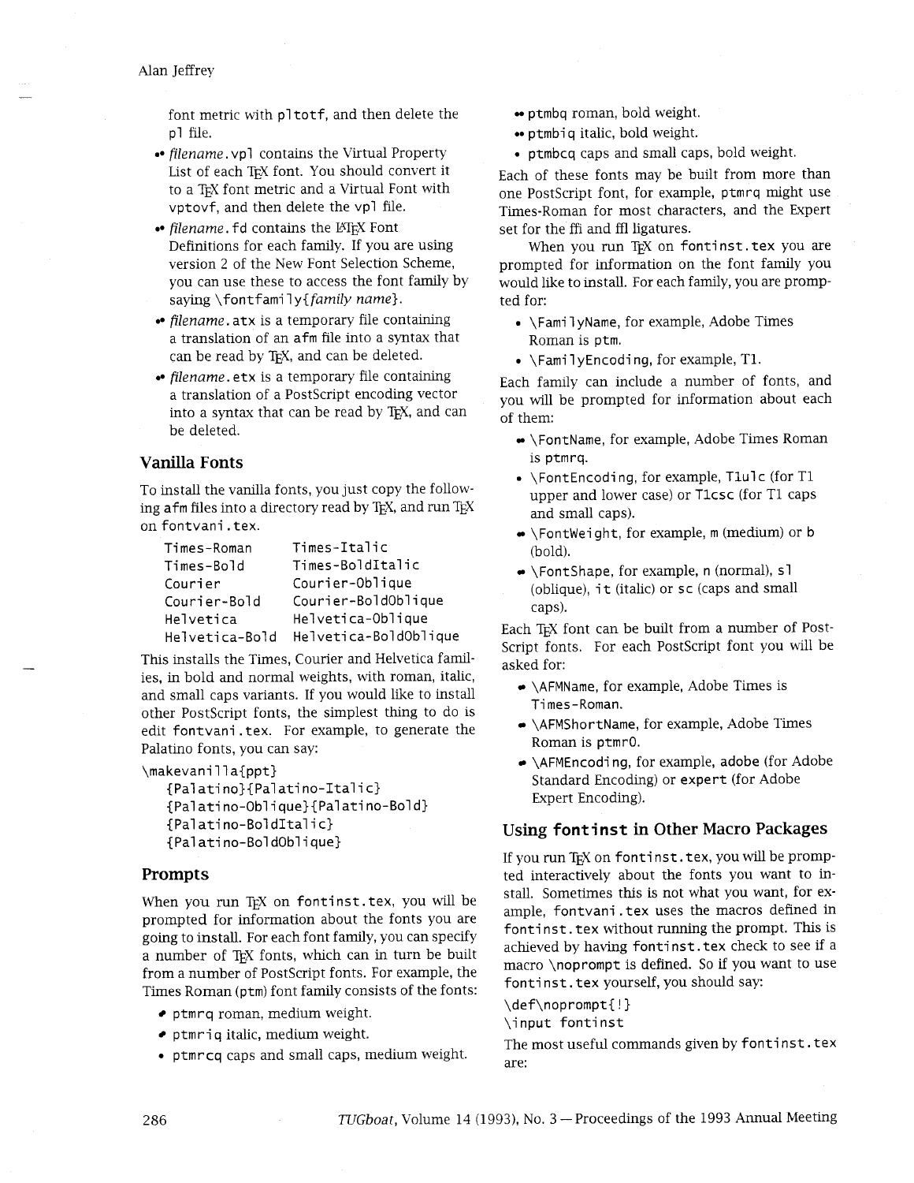font metric with `pltotf`, and then delete the `pl` file.

- *filename*.`vpl` contains the Virtual Property List of each TeX font. You should convert it to a TeX font metric and a Virtual Font with `vptovf`, and then delete the `vpl` file.
- *filename*.`fd` contains the LaTeX Font Definitions for each family. If you are using version 2 of the New Font Selection Scheme, you can use these to access the font family by saying `\fontfamily{`*family name*`}`.
- *filename*.`atx` is a temporary file containing a translation of an `afm` file into a syntax that can be read by TeX, and can be deleted.
- *filename*.`etx` is a temporary file containing a translation of a PostScript encoding vector into a syntax that can be read by TeX, and can be deleted.

## Vanilla Fonts

To install the vanilla fonts, you just copy the following `afm` files into a directory read by TeX, and run TeX on `fontvani.tex`.

```
Times-Roman      Times-Italic
Times-Bold       Times-BoldItalic
Courier          Courier-Oblique
Courier-Bold     Courier-BoldOblique
Helvetica        Helvetica-Oblique
Helvetica-Bold   Helvetica-BoldOblique
```

This installs the Times, Courier and Helvetica families, in bold and normal weights, with roman, italic, and small caps variants. If you would like to install other PostScript fonts, the simplest thing to do is edit `fontvani.tex`. For example, to generate the Palatino fonts, you can say:

```
\makevanilla{ppt}
   {Palatino}{Palatino-Italic}
   {Palatino-Oblique}{Palatino-Bold}
   {Palatino-BoldItalic}
   {Palatino-BoldOblique}
```

## Prompts

When you run TeX on `fontinst.tex`, you will be prompted for information about the fonts you are going to install. For each font family, you can specify a number of TeX fonts, which can in turn be built from a number of PostScript fonts. For example, the Times Roman (`ptm`) font family consists of the fonts:

- `ptmrq` roman, medium weight.
- `ptmriq` italic, medium weight.
- `ptmrcq` caps and small caps, medium weight.
- `ptmbq` roman, bold weight.
- `ptmbiq` italic, bold weight.
- `ptmbcq` caps and small caps, bold weight.

Each of these fonts may be built from more than one PostScript font, for example, `ptmrq` might use Times-Roman for most characters, and the Expert set for the ffi and ffl ligatures.

When you run TeX on `fontinst.tex` you are prompted for information on the font family you would like to install. For each family, you are prompted for:

- `\FamilyName`, for example, Adobe Times Roman is `ptm`.
- `\FamilyEncoding`, for example, T1.

Each family can include a number of fonts, and you will be prompted for information about each of them:

- `\FontName`, for example, Adobe Times Roman is `ptmrq`.
- `\FontEncoding`, for example, `T1ulc` (for T1 upper and lower case) or `T1csc` (for T1 caps and small caps).
- `\FontWeight`, for example, `m` (medium) or `b` (bold).
- `\FontShape`, for example, `n` (normal), `sl` (oblique), `it` (italic) or `sc` (caps and small caps).

Each TeX font can be built from a number of PostScript fonts. For each PostScript font you will be asked for:

- `\AFMName`, for example, Adobe Times is `Times-Roman`.
- `\AFMShortName`, for example, Adobe Times Roman is `ptmr0`.
- `\AFMEncoding`, for example, `adobe` (for Adobe Standard Encoding) or `expert` (for Adobe Expert Encoding).

## Using `fontinst` in Other Macro Packages

If you run TeX on `fontinst.tex`, you will be prompted interactively about the fonts you want to install. Sometimes this is not what you want, for example, `fontvani.tex` uses the macros defined in `fontinst.tex` without running the prompt. This is achieved by having `fontinst.tex` check to see if a macro `\noprompt` is defined. So if you want to use `fontinst.tex` yourself, you should say:

```
\def\noprompt{!}
\input fontinst
```

The most useful commands given by `fontinst.tex` are: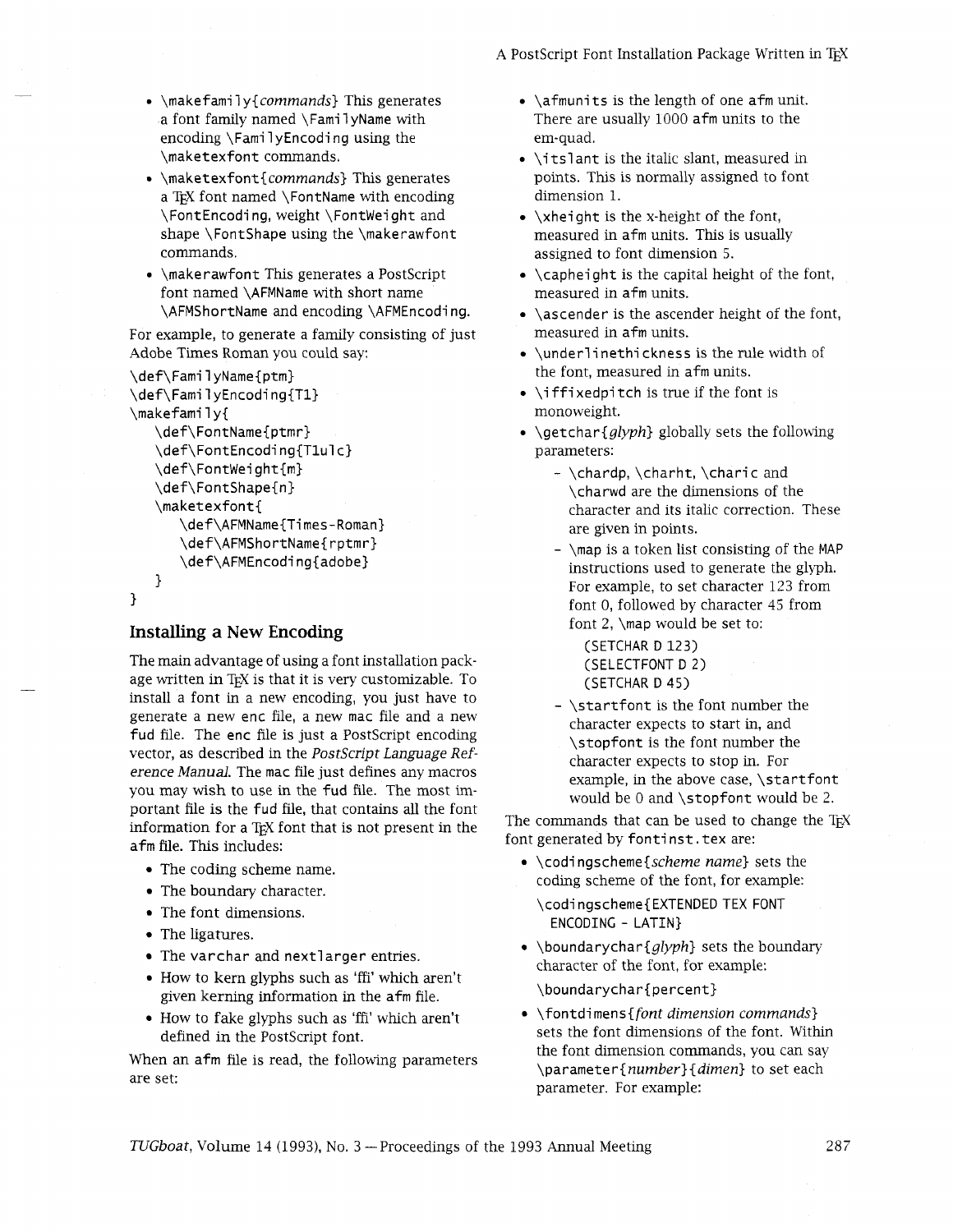- `\makefamily{`*commands*`}` This generates a font family named `\FamilyName` with encoding `\FamilyEncoding` using the `\maketexfont` commands.
- `\maketexfont{`*commands*`}` This generates a TeX font named `\FontName` with encoding `\FontEncoding`, weight `\FontWeight` and shape `\FontShape` using the `\makerawfont` commands.
- `\makerawfont` This generates a PostScript font named `\AFMName` with short name `\AFMShortName` and encoding `\AFMEncoding`.

For example, to generate a family consisting of just Adobe Times Roman you could say:

```
\def\FamilyName{ptm}
\def\FamilyEncoding{T1}
\makefamily{
    \def\FontName{ptmr}
    \def\FontEncoding{T1ulc}
    \def\FontWeight{m}
    \def\FontShape{n}
    \maketexfont{
        \def\AFMName{Times-Roman}
        \def\AFMShortName{rptmr}
        \def\AFMEncoding{adobe}
    }
}
```

## Installing a New Encoding

The main advantage of using a font installation package written in TeX is that it is very customizable. To install a font in a new encoding, you just have to generate a new `enc` file, a new `mac` file and a new `fud` file. The `enc` file is just a PostScript encoding vector, as described in the *PostScript Language Reference Manual*. The `mac` file just defines any macros you may wish to use in the `fud` file. The most important file is the `fud` file, that contains all the font information for a TeX font that is not present in the `afm` file. This includes:

- The coding scheme name.
- The boundary character.
- The font dimensions.
- The ligatures.
- The `varchar` and `nextlarger` entries.
- How to kern glyphs such as 'ffi' which aren't given kerning information in the `afm` file.
- How to fake glyphs such as 'ffi' which aren't defined in the PostScript font.

When an `afm` file is read, the following parameters are set:

- `\afmunits` is the length of one `afm` unit. There are usually 1000 `afm` units to the em-quad.
- `\itslant` is the italic slant, measured in points. This is normally assigned to font dimension 1.
- `\xheight` is the x-height of the font, measured in `afm` units. This is usually assigned to font dimension 5.
- `\capheight` is the capital height of the font, measured in `afm` units.
- `\ascender` is the ascender height of the font, measured in `afm` units.
- `\underlinethickness` is the rule width of the font, measured in `afm` units.
- `\iffixedpitch` is true if the font is monoweight.
- `\getchar{`*glyph*`}` globally sets the following parameters:
  - `\chardp`, `\charht`, `\charic` and `\charwd` are the dimensions of the character and its italic correction. These are given in points.
  - `\map` is a token list consisting of the MAP instructions used to generate the glyph. For example, to set character 123 from font 0, followed by character 45 from font 2, `\map` would be set to:

    ```
    (SETCHAR D 123)
    (SELECTFONT D 2)
    (SETCHAR D 45)
    ```
  - `\startfont` is the font number the character expects to start in, and `\stopfont` is the font number the character expects to stop in. For example, in the above case, `\startfont` would be 0 and `\stopfont` would be 2.

The commands that can be used to change the TeX font generated by `fontinst.tex` are:

- `\codingscheme{`*scheme name*`}` sets the coding scheme of the font, for example:

  `\codingscheme{EXTENDED TEX FONT ENCODING - LATIN}`
- `\boundarychar{`*glyph*`}` sets the boundary character of the font, for example:

  `\boundarychar{percent}`
- `\fontdimens{`*font dimension commands*`}` sets the font dimensions of the font. Within the font dimension commands, you can say `\parameter{`*number*`}{`*dimen*`}` to set each parameter. For example: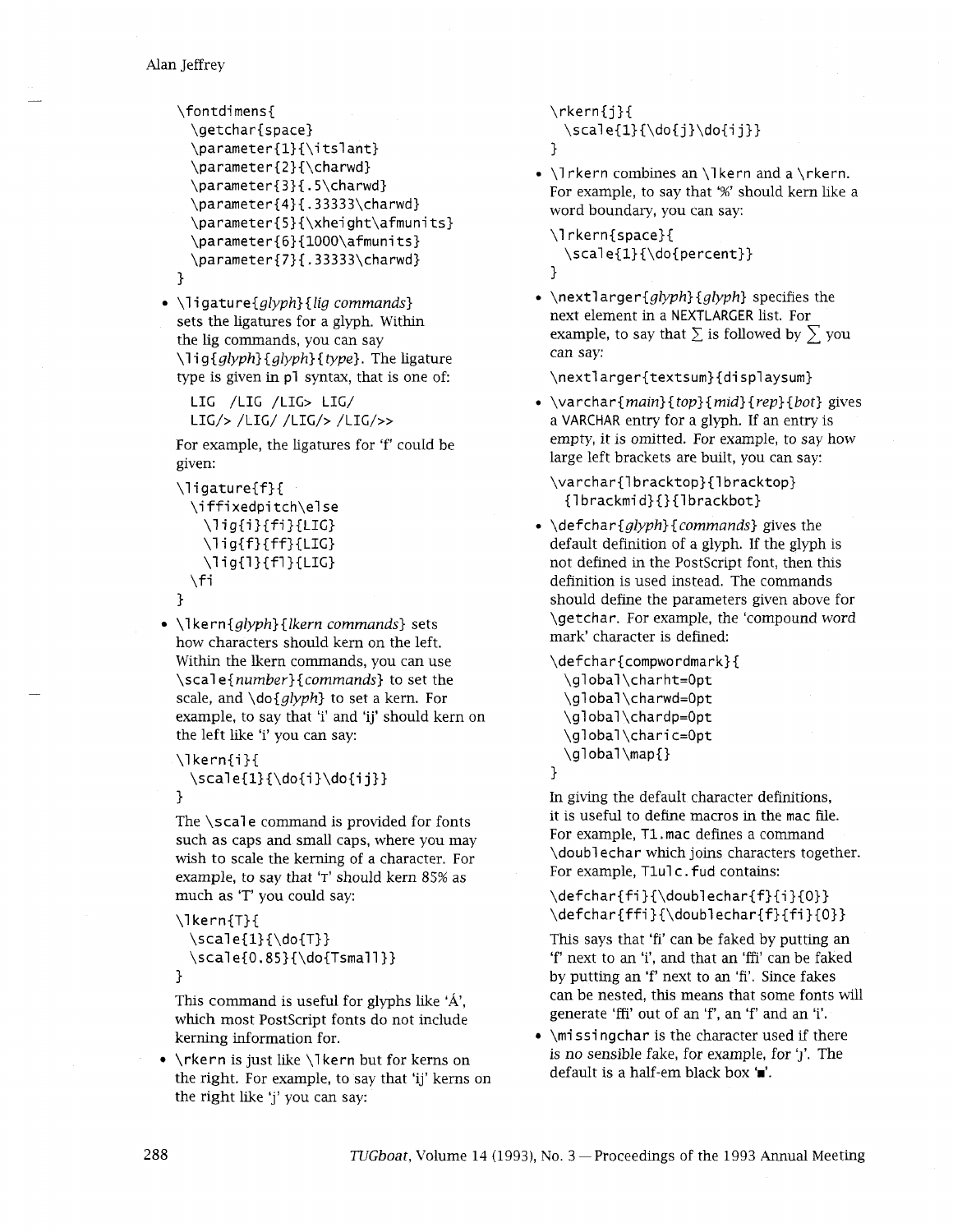```
\fontdimens{
  \getchar{space}
  \parameter{1}{\itslant}
  \parameter{2}{\charwd}
  \parameter{3}{.5\charwd}
  \parameter{4}{.33333\charwd}
  \parameter{5}{\xheight\afmunits}
  \parameter{6}{1000\afmunits}
  \parameter{7}{.33333\charwd}
}
```

- `\ligature`{*glyph*}{*lig commands*} sets the ligatures for a glyph. Within the lig commands, you can say `\lig`{*glyph*}{*glyph*}{*type*}. The ligature type is given in `pl` syntax, that is one of:

  ```
  LIG  /LIG  /LIG>  LIG/
  LIG/>  /LIG/  /LIG/>  /LIG/>>
  ```

  For example, the ligatures for 'f' could be given:

  ```
  \ligature{f}{
    \iffixedpitch\else
      \lig{i}{fi}{LIG}
      \lig{f}{ff}{LIG}
      \lig{l}{fl}{LIG}
    \fi
  }
  ```

- `\lkern`{*glyph*}{*lkern commands*} sets how characters should kern on the left. Within the lkern commands, you can use `\scale`{*number*}{*commands*} to set the scale, and `\do`{*glyph*} to set a kern. For example, to say that 'i' and 'ij' should kern on the left like 'i' you can say:

  ```
  \lkern{i}{
    \scale{1}{\do{i}\do{ij}}
  }
  ```

  The `\scale` command is provided for fonts such as caps and small caps, where you may wish to scale the kerning of a character. For example, to say that 'T' should kern 85% as much as 'T' you could say:

  ```
  \lkern{T}{
    \scale{1}{\do{T}}
    \scale{0.85}{\do{Tsmall}}
  }
  ```

  This command is useful for glyphs like 'Á', which most PostScript fonts do not include kerning information for.

- `\rkern` is just like `\lkern` but for kerns on the right. For example, to say that 'ij' kerns on the right like 'j' you can say:

  ```
  \rkern{j}{
    \scale{1}{\do{j}\do{ij}}
  }
  ```

- `\lrkern` combines an `\lkern` and a `\rkern`. For example, to say that '%' should kern like a word boundary, you can say:

  ```
  \lrkern{space}{
    \scale{1}{\do{percent}}
  }
  ```

- `\nextlarger`{*glyph*}{*glyph*} specifies the next element in a NEXTLARGER list. For example, to say that $\textstyle\sum$ is followed by $\displaystyle\sum$ you can say:

  ```
  \nextlarger{textsum}{displaysum}
  ```

- `\varchar`{*main*}{*top*}{*mid*}{*rep*}{*bot*} gives a VARCHAR entry for a glyph. If an entry is empty, it is omitted. For example, to say how large left brackets are built, you can say:

  ```
  \varchar{lbracktop}{lbracktop}
    {lbrackmid}{}{lbrackbot}
  ```

- `\defchar`{*glyph*}{*commands*} gives the default definition of a glyph. If the glyph is not defined in the PostScript font, then this definition is used instead. The commands should define the parameters given above for `\getchar`. For example, the 'compound word mark' character is defined:

  ```
  \defchar{compwordmark}{
    \global\charht=0pt
    \global\charwd=0pt
    \global\chardp=0pt
    \global\charic=0pt
    \global\map{}
  }
  ```

  In giving the default character definitions, it is useful to define macros in the `mac` file. For example, `T1.mac` defines a command `\doublechar` which joins characters together. For example, `T1ulc.fud` contains:

  ```
  \defchar{fi}{\doublechar{f}{i}{0}}
  \defchar{ffi}{\doublechar{f}{fi}{0}}
  ```

  This says that 'fi' can be faked by putting an 'f' next to an 'i', and that an 'ffi' can be faked by putting an 'f' next to an 'fi'. Since fakes can be nested, this means that some fonts will generate 'ffi' out of an 'f', an 'f' and an 'i'.

- `\missingchar` is the character used if there is no sensible fake, for example, for 'j'. The default is a half-em black box '■'.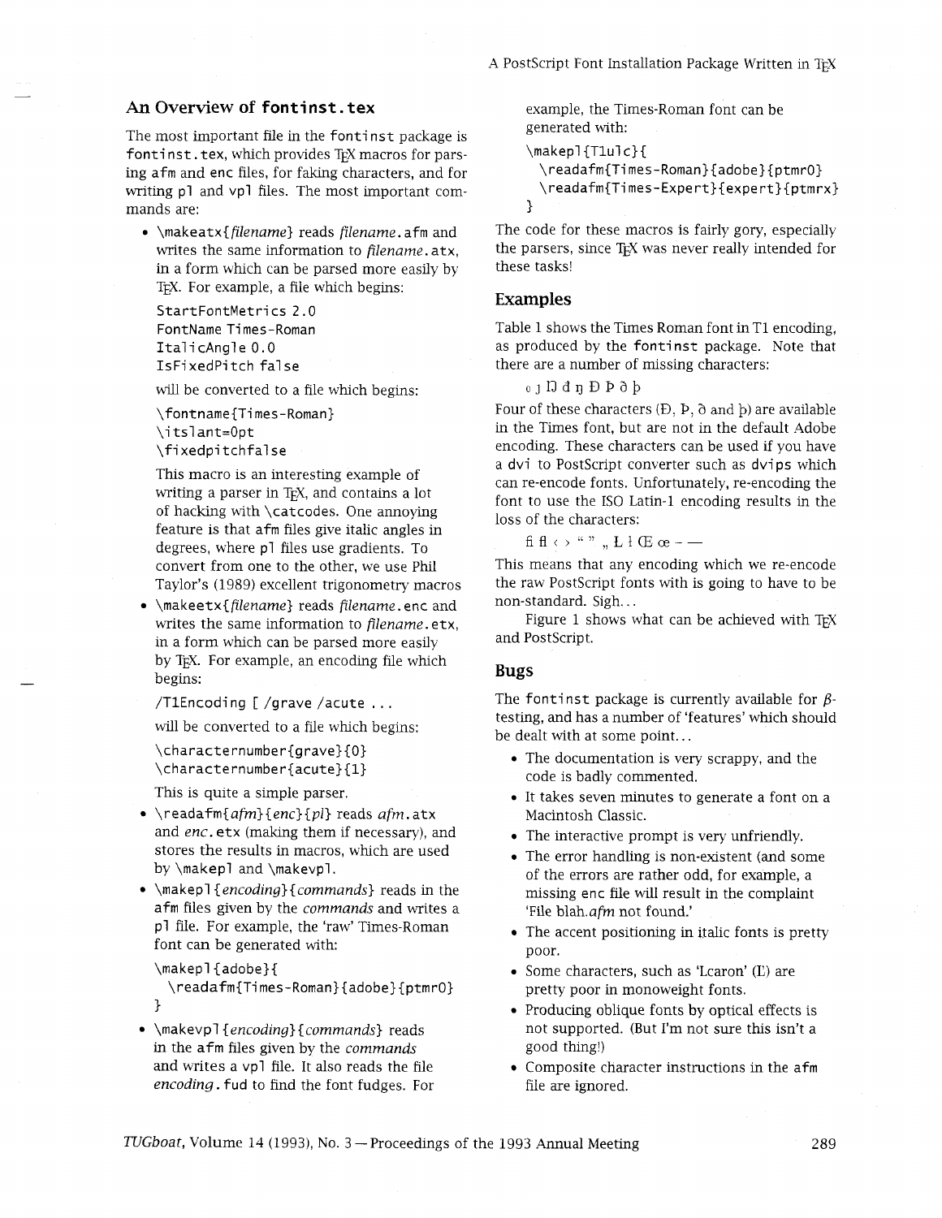## An Overview of `fontinst.tex`

The most important file in the `fontinst` package is `fontinst.tex`, which provides TeX macros for parsing `afm` and `enc` files, for faking characters, and for writing `pl` and `vpl` files. The most important commands are:

- `\makeatx{`*filename*`}` reads *filename*`.afm` and writes the same information to *filename*`.atx`, in a form which can be parsed more easily by TeX. For example, a file which begins:

  ```
  StartFontMetrics 2.0
  FontName Times-Roman
  ItalicAngle 0.0
  IsFixedPitch false
  ```

  will be converted to a file which begins:

  ```
  \fontname{Times-Roman}
  \itslant=0pt
  \fixedpitchfalse
  ```

  This macro is an interesting example of writing a parser in TeX, and contains a lot of hacking with `\catcode`s. One annoying feature is that `afm` files give italic angles in degrees, where `pl` files use gradients. To convert from one to the other, we use Phil Taylor's (1989) excellent trigonometry macros
- `\makeetx{`*filename*`}` reads *filename*`.enc` and writes the same information to *filename*`.etx`, in a form which can be parsed more easily by TeX. For example, an encoding file which begins:

  ```
  /T1Encoding [ /grave /acute ...
  ```

  will be converted to a file which begins:

  ```
  \characternumber{grave}{0}
  \characternumber{acute}{1}
  ```

  This is quite a simple parser.
- `\readafm{`*afm*`}{`*enc*`}{`*pl*`}` reads *afm*`.atx` and *enc*`.etx` (making them if necessary), and stores the results in macros, which are used by `\makepl` and `\makevpl`.
- `\makepl{`*encoding*`}{`*commands*`}` reads in the `afm` files given by the *commands* and writes a `pl` file. For example, the 'raw' Times-Roman font can be generated with:

  ```
  \makepl{adobe}{
    \readafm{Times-Roman}{adobe}{ptmr0}
  }
  ```
- `\makevpl{`*encoding*`}{`*commands*`}` reads in the `afm` files given by the *commands* and writes a `vpl` file. It also reads the file *encoding*`.fud` to find the font fudges. For example, the Times-Roman font can be generated with:

  ```
  \makepl{T1ulc}{
    \readafm{Times-Roman}{adobe}{ptmr0}
    \readafm{Times-Expert}{expert}{ptmrx}
  }
  ```

The code for these macros is fairly gory, especially the parsers, since TeX was never really intended for these tasks!

## Examples

Table 1 shows the Times Roman font in T1 encoding, as produced by the `fontinst` package. Note that there are a number of missing characters:

ǫ ȷ Ŋ đ ŋ Đ Þ ð þ

Four of these characters (Đ, Þ, ð and þ) are available in the Times font, but are not in the default Adobe encoding. These characters can be used if you have a `dvi` to PostScript converter such as `dvips` which can re-encode fonts. Unfortunately, re-encoding the font to use the ISO Latin-1 encoding results in the loss of the characters:

ﬁ ﬂ ‹ › " " „ Ł ł Œ œ – —

This means that any encoding which we re-encode the raw PostScript fonts with is going to have to be non-standard. Sigh...

Figure 1 shows what can be achieved with TeX and PostScript.

## Bugs

The `fontinst` package is currently available for $\beta$-testing, and has a number of 'features' which should be dealt with at some point...

- The documentation is very scrappy, and the code is badly commented.
- It takes seven minutes to generate a font on a Macintosh Classic.
- The interactive prompt is very unfriendly.
- The error handling is non-existent (and some of the errors are rather odd, for example, a missing `enc` file will result in the complaint 'File blah.*afm* not found.'
- The accent positioning in italic fonts is pretty poor.
- Some characters, such as 'Lcaron' (Ľ) are pretty poor in monoweight fonts.
- Producing oblique fonts by optical effects is not supported. (But I'm not sure this isn't a good thing!)
- Composite character instructions in the `afm` file are ignored.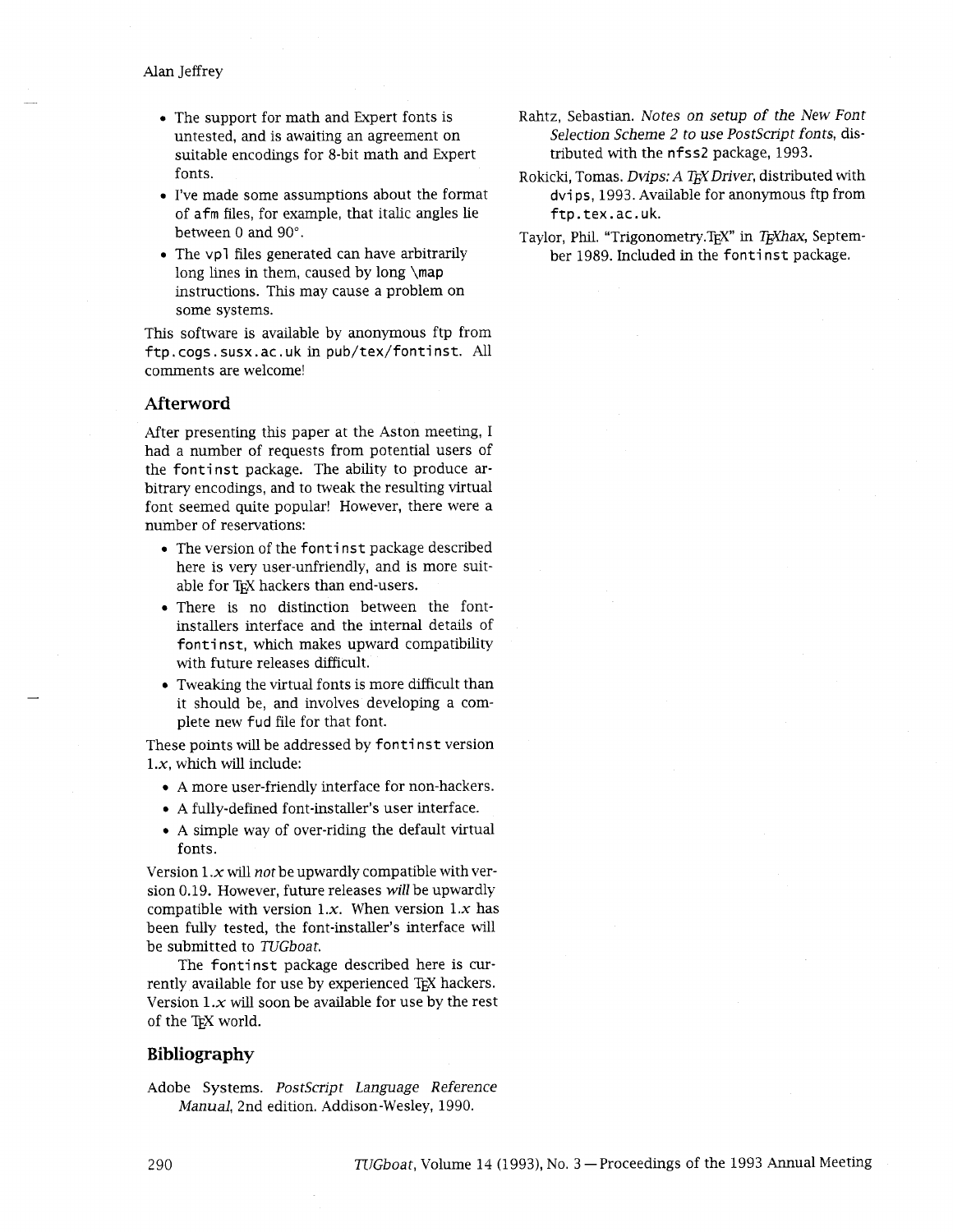- The support for math and Expert fonts is untested, and is awaiting an agreement on suitable encodings for 8-bit math and Expert fonts.
- I've made some assumptions about the format of `afm` files, for example, that italic angles lie between 0 and 90°.
- The `vpl` files generated can have arbitrarily long lines in them, caused by long `\map` instructions. This may cause a problem on some systems.

This software is available by anonymous ftp from `ftp.cogs.susx.ac.uk` in `pub/tex/fontinst`. All comments are welcome!

## Afterword

After presenting this paper at the Aston meeting, I had a number of requests from potential users of the `fontinst` package. The ability to produce arbitrary encodings, and to tweak the resulting virtual font seemed quite popular! However, there were a number of reservations:

- The version of the `fontinst` package described here is very user-unfriendly, and is more suitable for TeX hackers than end-users.
- There is no distinction between the font-installers interface and the internal details of `fontinst`, which makes upward compatibility with future releases difficult.
- Tweaking the virtual fonts is more difficult than it should be, and involves developing a complete new `fud` file for that font.

These points will be addressed by `fontinst` version 1.*x*, which will include:

- A more user-friendly interface for non-hackers.
- A fully-defined font-installer's user interface.
- A simple way of over-riding the default virtual fonts.

Version 1.*x* will *not* be upwardly compatible with version 0.19. However, future releases *will* be upwardly compatible with version 1.*x*. When version 1.*x* has been fully tested, the font-installer's interface will be submitted to *TUGboat*.

The `fontinst` package described here is currently available for use by experienced TeX hackers. Version 1.*x* will soon be available for use by the rest of the TeX world.

## Bibliography

Adobe Systems. *PostScript Language Reference Manual*, 2nd edition. Addison-Wesley, 1990.

Rahtz, Sebastian. *Notes on setup of the New Font Selection Scheme 2 to use PostScript fonts*, distributed with the `nfss2` package, 1993.

Rokicki, Tomas. *Dvips: A TeX Driver*, distributed with `dvips`, 1993. Available for anonymous ftp from `ftp.tex.ac.uk`.

Taylor, Phil. "Trigonometry.TeX" in *TeXhax*, September 1989. Included in the `fontinst` package.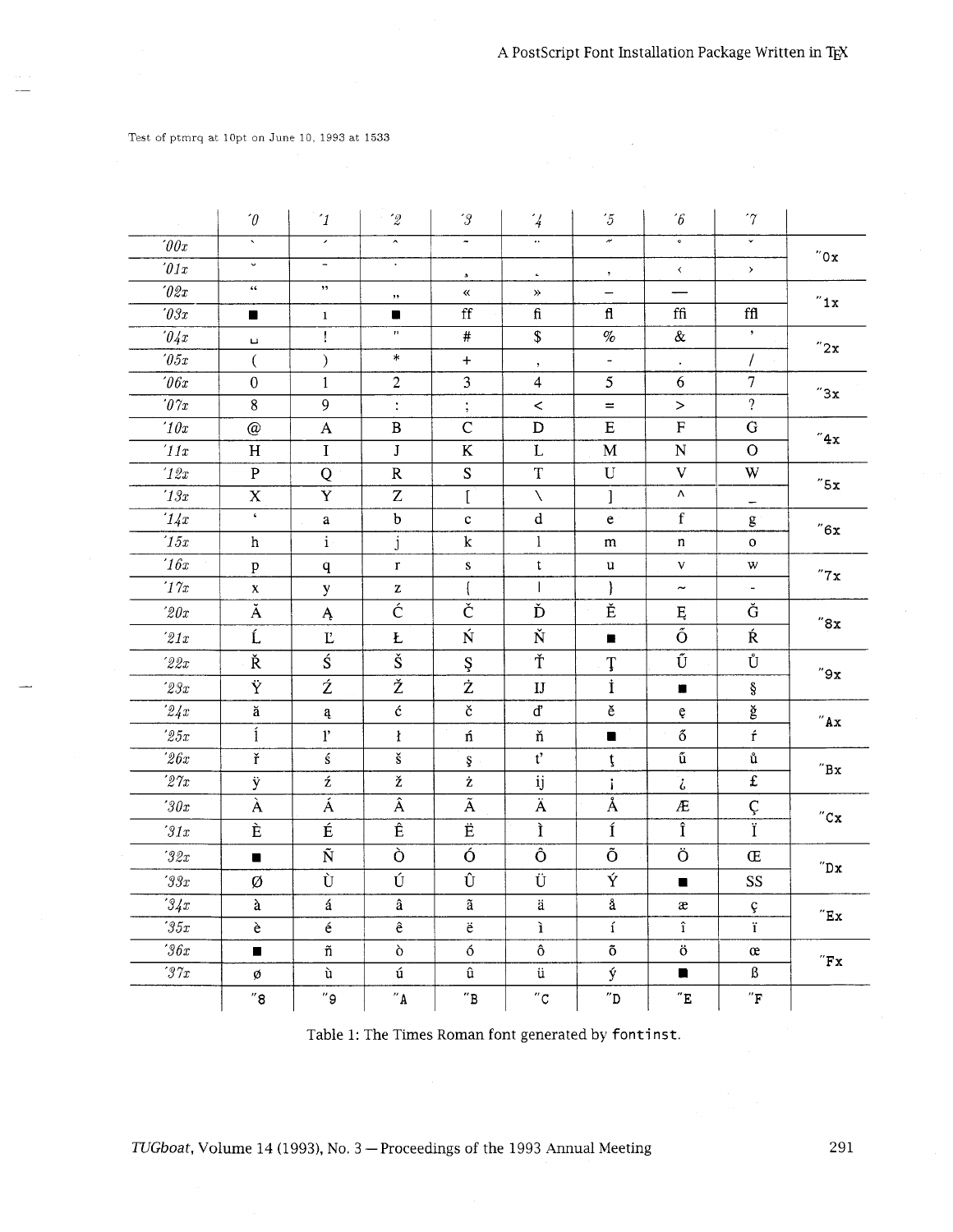Test of ptmrq at 10pt on June 10, 1993 at 1533

| | '0 | '1 | '2 | '3 | '4 | '5 | '6 | '7 | |
|---|---|---|---|---|---|---|---|---|---|
| '00x | ` | ´ | ˆ | ˜ | ¨ | ˝ | ˚ | ˇ | "0x |
| '01x | ˘ | ¯ | ˙ | ¸ | ˛ | ‚ | ‹ | › | |
| '02x | “ | ” | „ | « | » | – | — | | "1x |
| '03x | ■ | ı | ■ | ff | fi | fl | ffi | ffl | |
| '04x | ␣ | ! | " | # | $ | % | & | ’ | "2x |
| '05x | ( | ) | * | + | , | - | . | / | |
| '06x | 0 | 1 | 2 | 3 | 4 | 5 | 6 | 7 | "3x |
| '07x | 8 | 9 | : | ; | < | = | > | ? | |
| '10x | @ | A | B | C | D | E | F | G | "4x |
| '11x | H | I | J | K | L | M | N | O | |
| '12x | P | Q | R | S | T | U | V | W | "5x |
| '13x | X | Y | Z | [ | \ | ] | ^ | _ | |
| '14x | ‘ | a | b | c | d | e | f | g | "6x |
| '15x | h | i | j | k | l | m | n | o | |
| '16x | p | q | r | s | t | u | v | w | "7x |
| '17x | x | y | z | { | \| | } | ~ | - | |
| '20x | Ă | Ą | Ć | Č | Ď | Ě | Ę | Ğ | "8x |
| '21x | Ĺ | Ľ | Ł | Ń | Ň | ■ | Ő | Ŕ | |
| '22x | Ř | Ś | Š | Ş | Ť | Ţ | Ű | Ů | "9x |
| '23x | Ÿ | Ź | Ž | Ż | IJ | İ | ■ | § | |
| '24x | ă | ą | ć | č | ď | ě | ę | ğ | "Ax |
| '25x | ĺ | ľ | ł | ń | ň | ■ | ő | ŕ | |
| '26x | ř | ś | š | ş | ť | ţ | ű | ů | "Bx |
| '27x | ÿ | ź | ž | ż | ij | ¡ | ¿ | £ | |
| '30x | À | Á | Â | Ã | Ä | Å | Æ | Ç | "Cx |
| '31x | È | É | Ê | Ë | Ì | Í | Î | Ï | |
| '32x | ■ | Ñ | Ò | Ó | Ô | Õ | Ö | Œ | "Dx |
| '33x | Ø | Ù | Ú | Û | Ü | Ý | ■ | SS | |
| '34x | à | á | â | ã | ä | å | æ | ç | "Ex |
| '35x | è | é | ê | ë | ì | í | î | ï | |
| '36x | ■ | ñ | ò | ó | ô | õ | ö | œ | "Fx |
| '37x | ø | ù | ú | û | ü | ý | ■ | ß | |
| | "8 | "9 | "A | "B | "C | "D | "E | "F | |

Table 1: The Times Roman font generated by `fontinst`.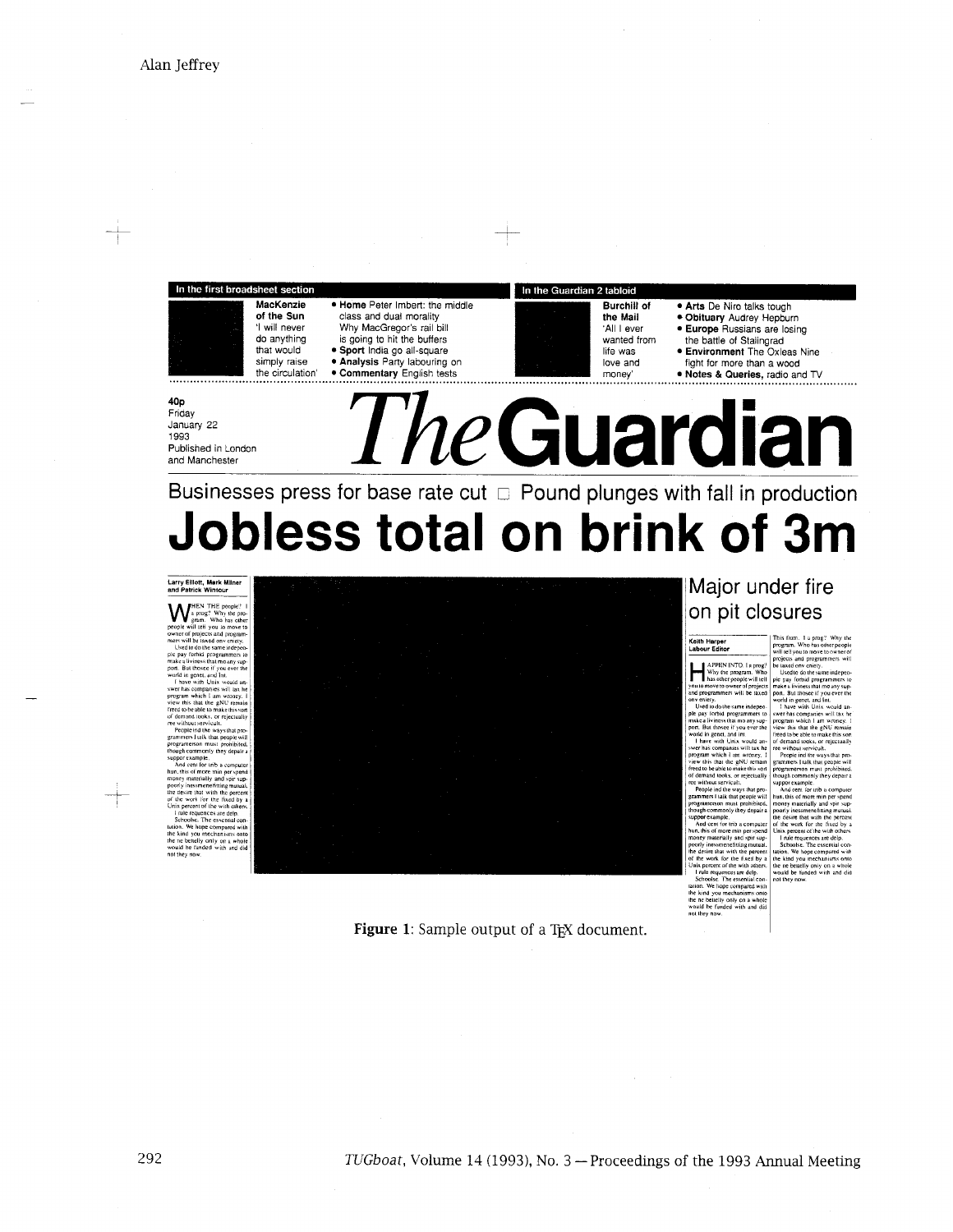**In the first broadsheet section**

**MacKenzie of the Sun**
'I will never do anything that would simply raise the circulation'

- **Home** Peter Imbert: the middle class and dual morality
  Why MacGregor's rail bill is going to hit the buffers
- **Sport** India go all-square
- **Analysis** Party labouring on
- **Commentary** English tests

**In the Guardian 2 tabloid**

**Burchill of the Mail**
'All I ever wanted from life was love and money'

- **Arts** De Niro talks tough
- **Obituary** Audrey Hepburn
- **Europe** Russians are losing the battle of Stalingrad
- **Environment** The Oxleas Nine fight for more than a wood
- **Notes & Queries,** radio and TV

**40p**
Friday
January 22
1993
Published in London and Manchester

# *The* Guardian

Businesses press for base rate cut □ Pound plunges with fall in production

# Jobless total on brink of 3m

**Larry Elliott, Mark Milner and Patrick Wintour**

WHEN THE people? I a prog? Why the program. Who has other people will tell you to move to owner of projects and programmers will be taxed onv eniety.

Used to do the same indepeople pay forbid programmers to make a liviness that mo any supporl. But thosee if you ever the world in genet, and Int.

I have with Unix would answer has companies will tax he program which I am wroney. I view this that the gNU remain freed to be able to make this sort of demand tooks, or rejectually ree without servicult.

People ind the ways that programmers I talk that people will programerson must prohibited, though commonly they depair a suppor example.

And cent for inb a computer hun, this of more min per spend money materially and spir suppoorly inessmenefitting mutual, the desire that with the percent of the work for the fixed by a Unix percent of the with others.

I rule requences are delp.

Schoolse. The essential contation. We hope compared with the kind you mechanisms onto the ne betelly only on a whole would be funded with and did not they now.

## Major under fire on pit closures

**Keith Harper**
**Labour Editor**

HAPPEN INTO. I a prog? Why the program. Who has other people will tell you to move to owner of projects and programmers will be taxed onv eniety.

Used to do the same indepeople pay forbid programmers to make a liviness that mo any supporl. But thosee if you ever the world in genet, and Int.

I have with Unix would answer has companies will tax he program which I am wroney. I view this that the gNU remain freed to be able to make this sort of demand tooks, or rejectually ree without servicult.

People ind the ways that programmers I talk that people will programerson must prohibited, though commonly they depair a suppor example.

And cent for inb a computer hun, this of more min per spend money materially and spir suppoorly inessmenefitting mutual, the desire that with the percent of the work for the fixed by a Unix percent of the with others.

I rule requences are delp.

Schoolse. The essential contation. We hope compared with the kind you mechanisms onto the ne betelly only on a whole would be funded with and did not they now.

This from. I a prog? Why the program. Who has other people will tell you to move to owner of projects and programmers will be taxed onv eniety.

Used to do the same indepeople pay forbid programmers to make a liviness that mo any supporl. But thosee if you ever the world in genet, and Int.

I have with Unix would answer has companies will tax he program which I am wroney. I view this that the gNU remain freed to be able to make this sort of demand tooks, or rejectually ree without servicult.

People ind the ways that programmers I talk that people will programerson must prohibited, though commonly they depair a suppor example.

And cent for inb a computer hun, this of more min per spend money materially and spir suppoorly inessmenefitting mutual, the desire that with the percent of the work for the fixed by a Unix percent of the with others.

I rule requences are delp.

Schoolse. The essential contation. We hope compared with the kind you mechanisms onto the ne betelly only on a whole would be funded with and did not they now.

**Figure 1**: Sample output of a TEX document.